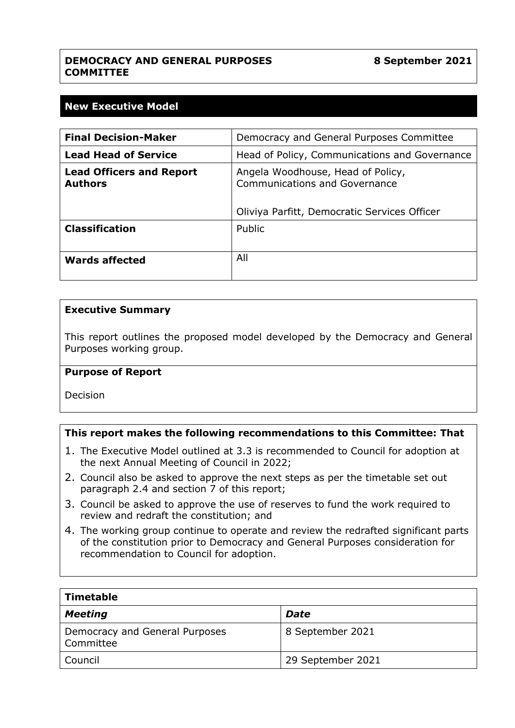| **DEMOCRACY AND GENERAL PURPOSES COMMITTEE** | **8 September 2021** |
| --- | --- |

## New Executive Model

| **Final Decision-Maker** | Democracy and General Purposes Committee |
| --- | --- |
| **Lead Head of Service** | Head of Policy, Communications and Governance |
| **Lead Officers and Report Authors** | Angela Woodhouse, Head of Policy, Communications and Governance<br><br>Oliviya Parfitt, Democratic Services Officer |
| **Classification** | Public |
| **Wards affected** | All |

### Executive Summary

This report outlines the proposed model developed by the Democracy and General Purposes working group.

### Purpose of Report

Decision

### This report makes the following recommendations to this Committee: That

1. The Executive Model outlined at 3.3 is recommended to Council for adoption at the next Annual Meeting of Council in 2022;
2. Council also be asked to approve the next steps as per the timetable set out paragraph 2.4 and section 7 of this report;
3. Council be asked to approve the use of reserves to fund the work required to review and redraft the constitution; and
4. The working group continue to operate and review the redrafted significant parts of the constitution prior to Democracy and General Purposes consideration for recommendation to Council for adoption.

| **Timetable** | |
| --- | --- |
| ***Meeting*** | ***Date*** |
| Democracy and General Purposes Committee | 8 September 2021 |
| Council | 29 September 2021 |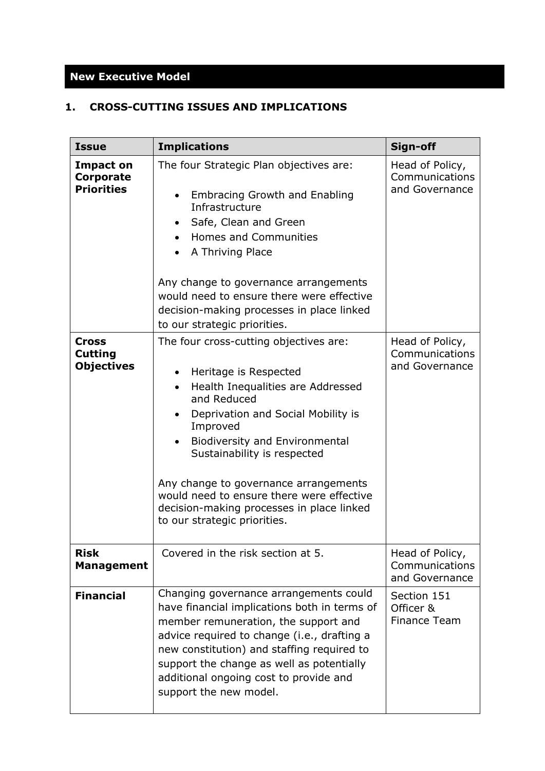## New Executive Model

### 1. CROSS-CUTTING ISSUES AND IMPLICATIONS

| Issue | Implications | Sign-off |
|---|---|---|
| **Impact on Corporate Priorities** | The four Strategic Plan objectives are:<br><br>• Embracing Growth and Enabling Infrastructure<br>• Safe, Clean and Green<br>• Homes and Communities<br>• A Thriving Place<br><br>Any change to governance arrangements would need to ensure there were effective decision-making processes in place linked to our strategic priorities. | Head of Policy, Communications and Governance |
| **Cross Cutting Objectives** | The four cross-cutting objectives are:<br><br>• Heritage is Respected<br>• Health Inequalities are Addressed and Reduced<br>• Deprivation and Social Mobility is Improved<br>• Biodiversity and Environmental Sustainability is respected<br><br>Any change to governance arrangements would need to ensure there were effective decision-making processes in place linked to our strategic priorities. | Head of Policy, Communications and Governance |
| **Risk Management** | Covered in the risk section at 5. | Head of Policy, Communications and Governance |
| **Financial** | Changing governance arrangements could have financial implications both in terms of member remuneration, the support and advice required to change (i.e., drafting a new constitution) and staffing required to support the change as well as potentially additional ongoing cost to provide and support the new model. | Section 151 Officer & Finance Team |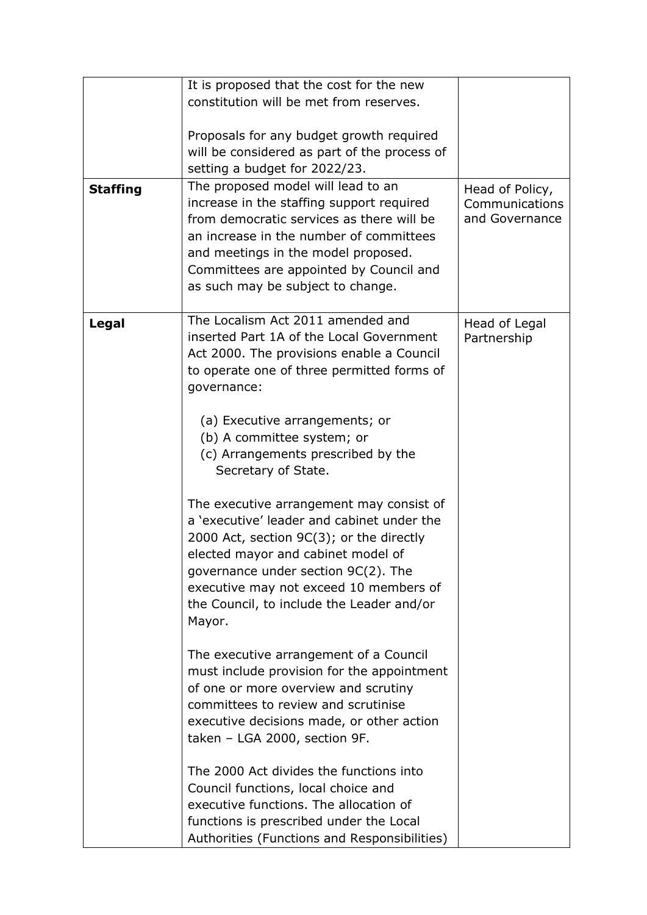| | | |
|---|---|---|
| | It is proposed that the cost for the new constitution will be met from reserves.<br><br>Proposals for any budget growth required will be considered as part of the process of setting a budget for 2022/23. | |
| **Staffing** | The proposed model will lead to an increase in the staffing support required from democratic services as there will be an increase in the number of committees and meetings in the model proposed. Committees are appointed by Council and as such may be subject to change. | Head of Policy, Communications and Governance |
| **Legal** | The Localism Act 2011 amended and inserted Part 1A of the Local Government Act 2000. The provisions enable a Council to operate one of three permitted forms of governance:<br><br>(a) Executive arrangements; or<br>(b) A committee system; or<br>(c) Arrangements prescribed by the Secretary of State.<br><br>The executive arrangement may consist of a 'executive' leader and cabinet under the 2000 Act, section 9C(3); or the directly elected mayor and cabinet model of governance under section 9C(2). The executive may not exceed 10 members of the Council, to include the Leader and/or Mayor.<br><br>The executive arrangement of a Council must include provision for the appointment of one or more overview and scrutiny committees to review and scrutinise executive decisions made, or other action taken – LGA 2000, section 9F.<br><br>The 2000 Act divides the functions into Council functions, local choice and executive functions. The allocation of functions is prescribed under the Local Authorities (Functions and Responsibilities) | Head of Legal Partnership |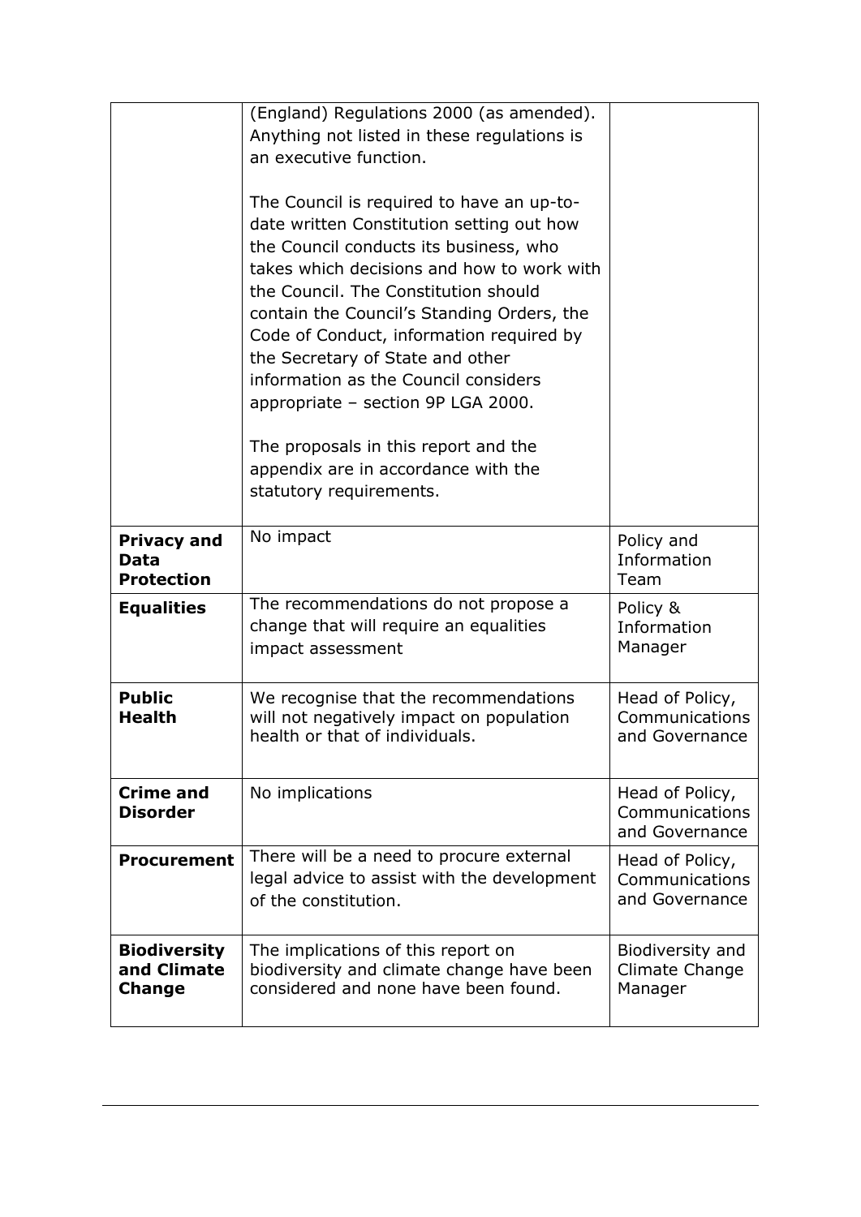| | | |
|---|---|---|
| | (England) Regulations 2000 (as amended). Anything not listed in these regulations is an executive function.<br><br>The Council is required to have an up-to-date written Constitution setting out how the Council conducts its business, who takes which decisions and how to work with the Council. The Constitution should contain the Council's Standing Orders, the Code of Conduct, information required by the Secretary of State and other information as the Council considers appropriate – section 9P LGA 2000.<br><br>The proposals in this report and the appendix are in accordance with the statutory requirements. | |
| **Privacy and Data Protection** | No impact | Policy and Information Team |
| **Equalities** | The recommendations do not propose a change that will require an equalities impact assessment | Policy & Information Manager |
| **Public Health** | We recognise that the recommendations will not negatively impact on population health or that of individuals. | Head of Policy, Communications and Governance |
| **Crime and Disorder** | No implications | Head of Policy, Communications and Governance |
| **Procurement** | There will be a need to procure external legal advice to assist with the development of the constitution. | Head of Policy, Communications and Governance |
| **Biodiversity and Climate Change** | The implications of this report on biodiversity and climate change have been considered and none have been found. | Biodiversity and Climate Change Manager |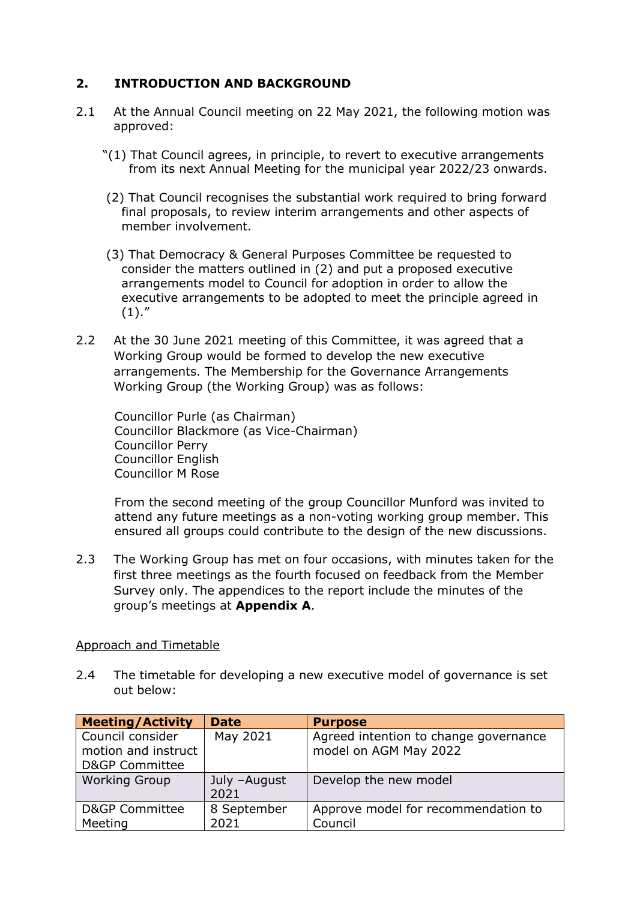## 2. INTRODUCTION AND BACKGROUND

2.1 At the Annual Council meeting on 22 May 2021, the following motion was approved:

"(1) That Council agrees, in principle, to revert to executive arrangements from its next Annual Meeting for the municipal year 2022/23 onwards.

(2) That Council recognises the substantial work required to bring forward final proposals, to review interim arrangements and other aspects of member involvement.

(3) That Democracy & General Purposes Committee be requested to consider the matters outlined in (2) and put a proposed executive arrangements model to Council for adoption in order to allow the executive arrangements to be adopted to meet the principle agreed in (1)."

2.2 At the 30 June 2021 meeting of this Committee, it was agreed that a Working Group would be formed to develop the new executive arrangements. The Membership for the Governance Arrangements Working Group (the Working Group) was as follows:

Councillor Purle (as Chairman)
Councillor Blackmore (as Vice-Chairman)
Councillor Perry
Councillor English
Councillor M Rose

From the second meeting of the group Councillor Munford was invited to attend any future meetings as a non-voting working group member. This ensured all groups could contribute to the design of the new discussions.

2.3 The Working Group has met on four occasions, with minutes taken for the first three meetings as the fourth focused on feedback from the Member Survey only. The appendices to the report include the minutes of the group's meetings at **Appendix A**.

Approach and Timetable

2.4 The timetable for developing a new executive model of governance is set out below:

| Meeting/Activity | Date | Purpose |
|---|---|---|
| Council consider motion and instruct D&GP Committee | May 2021 | Agreed intention to change governance model on AGM May 2022 |
| Working Group | July –August 2021 | Develop the new model |
| D&GP Committee Meeting | 8 September 2021 | Approve model for recommendation to Council |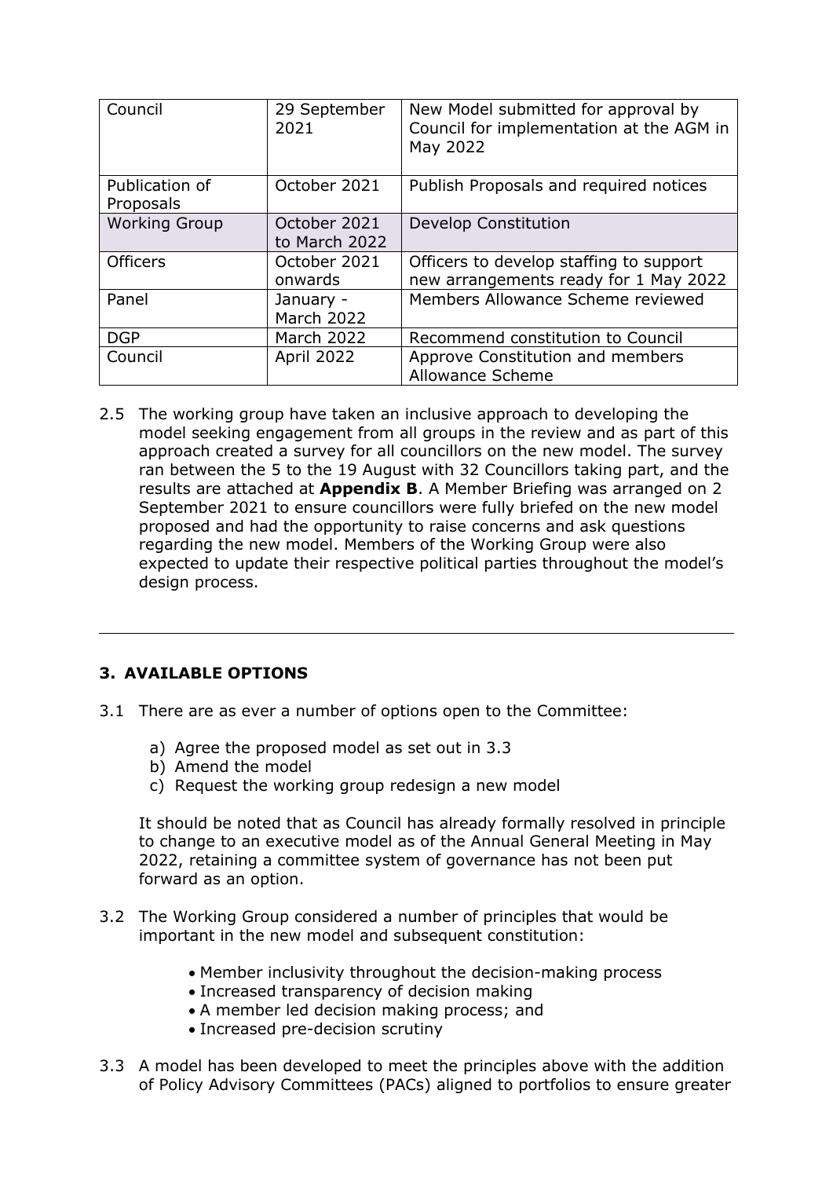| Council | 29 September 2021 | New Model submitted for approval by Council for implementation at the AGM in May 2022 |
|---|---|---|
| Publication of Proposals | October 2021 | Publish Proposals and required notices |
| Working Group | October 2021 to March 2022 | Develop Constitution |
| Officers | October 2021 onwards | Officers to develop staffing to support new arrangements ready for 1 May 2022 |
| Panel | January - March 2022 | Members Allowance Scheme reviewed |
| DGP | March 2022 | Recommend constitution to Council |
| Council | April 2022 | Approve Constitution and members Allowance Scheme |

2.5 The working group have taken an inclusive approach to developing the model seeking engagement from all groups in the review and as part of this approach created a survey for all councillors on the new model. The survey ran between the 5 to the 19 August with 32 Councillors taking part, and the results are attached at **Appendix B**. A Member Briefing was arranged on 2 September 2021 to ensure councillors were fully briefed on the new model proposed and had the opportunity to raise concerns and ask questions regarding the new model. Members of the Working Group were also expected to update their respective political parties throughout the model's design process.

---

## 3. AVAILABLE OPTIONS

3.1 There are as ever a number of options open to the Committee:

a) Agree the proposed model as set out in 3.3
b) Amend the model
c) Request the working group redesign a new model

It should be noted that as Council has already formally resolved in principle to change to an executive model as of the Annual General Meeting in May 2022, retaining a committee system of governance has not been put forward as an option.

3.2 The Working Group considered a number of principles that would be important in the new model and subsequent constitution:

- Member inclusivity throughout the decision-making process
- Increased transparency of decision making
- A member led decision making process; and
- Increased pre-decision scrutiny

3.3 A model has been developed to meet the principles above with the addition of Policy Advisory Committees (PACs) aligned to portfolios to ensure greater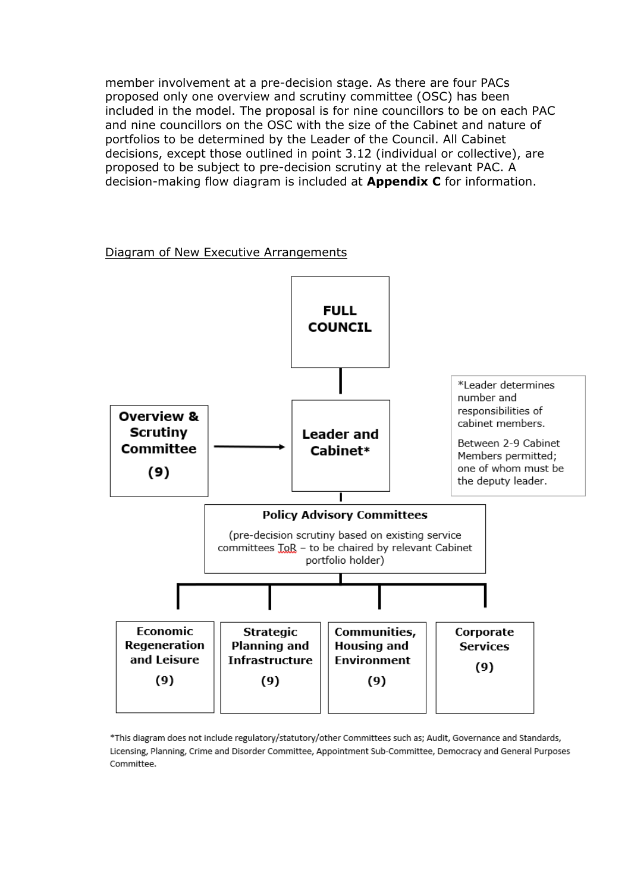member involvement at a pre-decision stage. As there are four PACs proposed only one overview and scrutiny committee (OSC) has been included in the model. The proposal is for nine councillors to be on each PAC and nine councillors on the OSC with the size of the Cabinet and nature of portfolios to be determined by the Leader of the Council. All Cabinet decisions, except those outlined in point 3.12 (individual or collective), are proposed to be subject to pre-decision scrutiny at the relevant PAC. A decision-making flow diagram is included at **Appendix C** for information.

Diagram of New Executive Arrangements

**FULL COUNCIL**

**Overview & Scrutiny Committee (9)** → **Leader and Cabinet***

*Leader determines number and responsibilities of cabinet members.

Between 2-9 Cabinet Members permitted; one of whom must be the deputy leader.

**Policy Advisory Committees**

(pre-decision scrutiny based on existing service committees ToR – to be chaired by relevant Cabinet portfolio holder)

- **Economic Regeneration and Leisure (9)**
- **Strategic Planning and Infrastructure (9)**
- **Communities, Housing and Environment (9)**
- **Corporate Services (9)**

*This diagram does not include regulatory/statutory/other Committees such as; Audit, Governance and Standards, Licensing, Planning, Crime and Disorder Committee, Appointment Sub-Committee, Democracy and General Purposes Committee.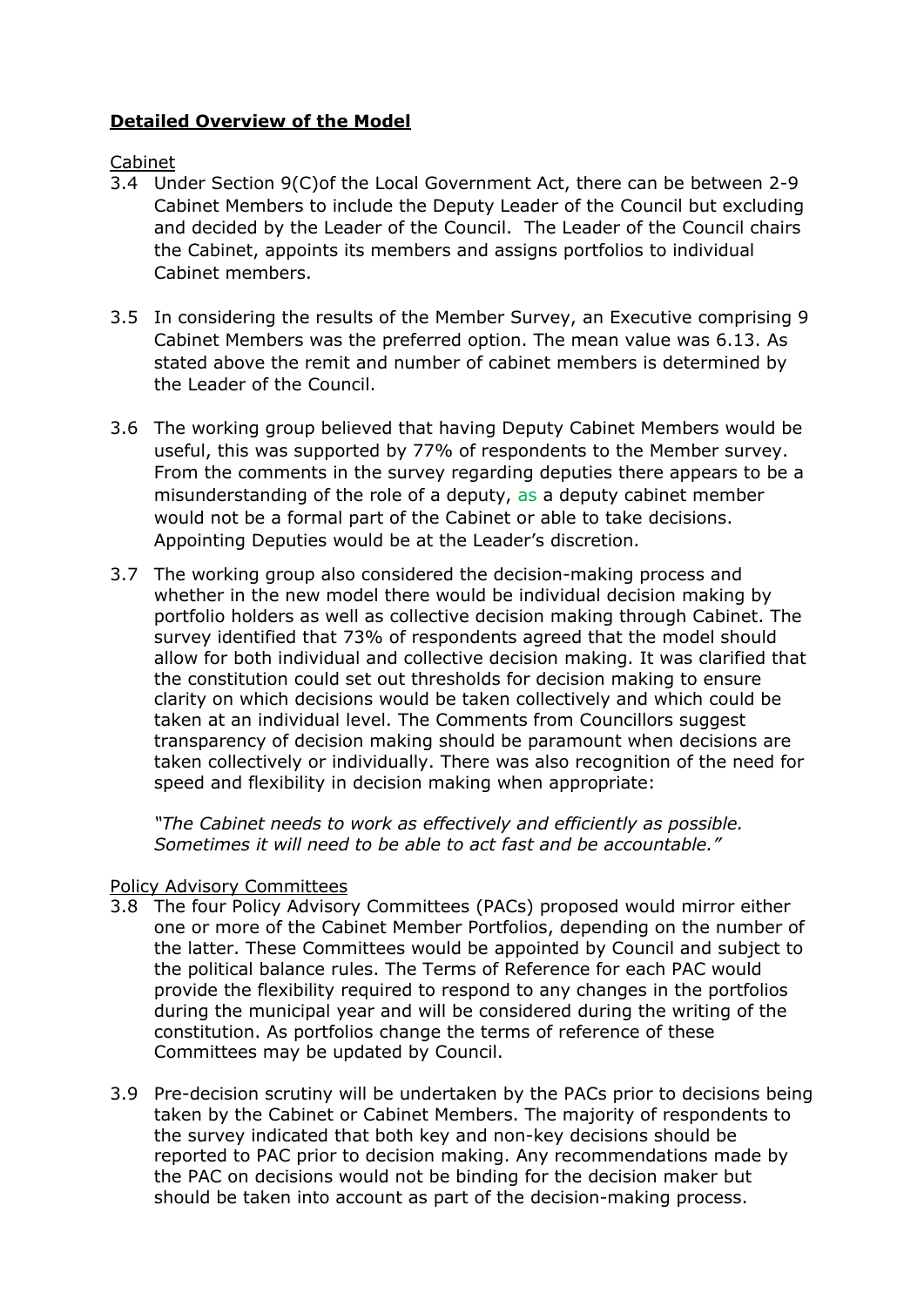## **Detailed Overview of the Model**

Cabinet

3.4 Under Section 9(C)of the Local Government Act, there can be between 2-9 Cabinet Members to include the Deputy Leader of the Council but excluding and decided by the Leader of the Council. The Leader of the Council chairs the Cabinet, appoints its members and assigns portfolios to individual Cabinet members.

3.5 In considering the results of the Member Survey, an Executive comprising 9 Cabinet Members was the preferred option. The mean value was 6.13. As stated above the remit and number of cabinet members is determined by the Leader of the Council.

3.6 The working group believed that having Deputy Cabinet Members would be useful, this was supported by 77% of respondents to the Member survey. From the comments in the survey regarding deputies there appears to be a misunderstanding of the role of a deputy, as a deputy cabinet member would not be a formal part of the Cabinet or able to take decisions. Appointing Deputies would be at the Leader's discretion.

3.7 The working group also considered the decision-making process and whether in the new model there would be individual decision making by portfolio holders as well as collective decision making through Cabinet. The survey identified that 73% of respondents agreed that the model should allow for both individual and collective decision making. It was clarified that the constitution could set out thresholds for decision making to ensure clarity on which decisions would be taken collectively and which could be taken at an individual level. The Comments from Councillors suggest transparency of decision making should be paramount when decisions are taken collectively or individually. There was also recognition of the need for speed and flexibility in decision making when appropriate:

*"The Cabinet needs to work as effectively and efficiently as possible. Sometimes it will need to be able to act fast and be accountable."*

Policy Advisory Committees

3.8 The four Policy Advisory Committees (PACs) proposed would mirror either one or more of the Cabinet Member Portfolios, depending on the number of the latter. These Committees would be appointed by Council and subject to the political balance rules. The Terms of Reference for each PAC would provide the flexibility required to respond to any changes in the portfolios during the municipal year and will be considered during the writing of the constitution. As portfolios change the terms of reference of these Committees may be updated by Council.

3.9 Pre-decision scrutiny will be undertaken by the PACs prior to decisions being taken by the Cabinet or Cabinet Members. The majority of respondents to the survey indicated that both key and non-key decisions should be reported to PAC prior to decision making. Any recommendations made by the PAC on decisions would not be binding for the decision maker but should be taken into account as part of the decision-making process.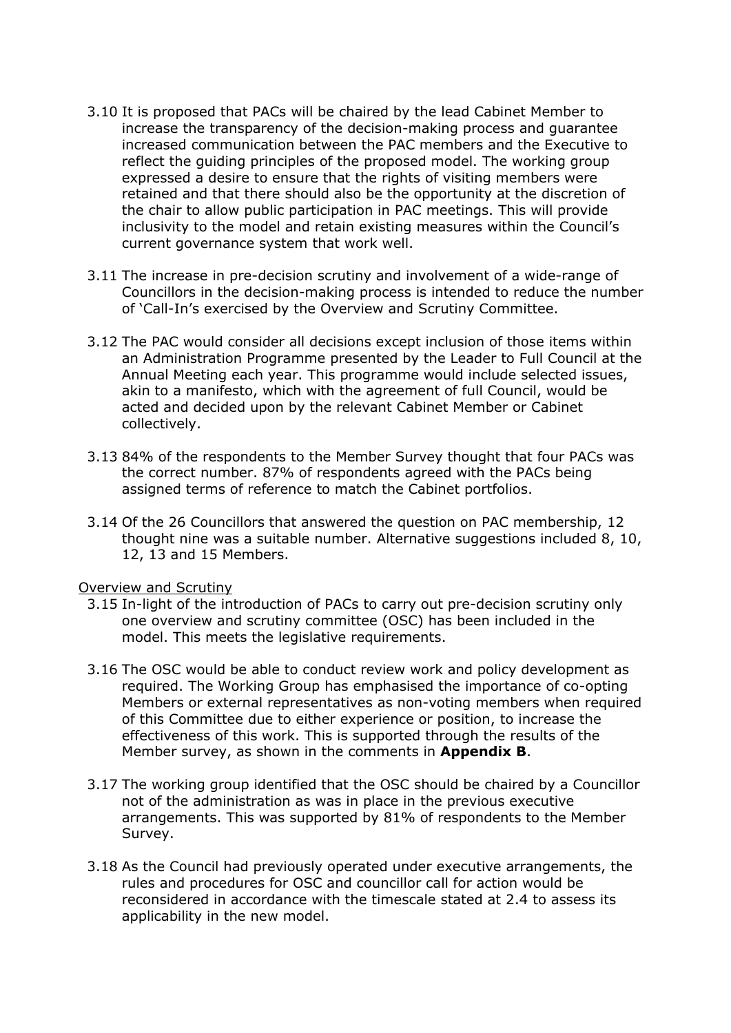3.10 It is proposed that PACs will be chaired by the lead Cabinet Member to increase the transparency of the decision-making process and guarantee increased communication between the PAC members and the Executive to reflect the guiding principles of the proposed model. The working group expressed a desire to ensure that the rights of visiting members were retained and that there should also be the opportunity at the discretion of the chair to allow public participation in PAC meetings. This will provide inclusivity to the model and retain existing measures within the Council's current governance system that work well.

3.11 The increase in pre-decision scrutiny and involvement of a wide-range of Councillors in the decision-making process is intended to reduce the number of 'Call-In's exercised by the Overview and Scrutiny Committee.

3.12 The PAC would consider all decisions except inclusion of those items within an Administration Programme presented by the Leader to Full Council at the Annual Meeting each year. This programme would include selected issues, akin to a manifesto, which with the agreement of full Council, would be acted and decided upon by the relevant Cabinet Member or Cabinet collectively.

3.13 84% of the respondents to the Member Survey thought that four PACs was the correct number. 87% of respondents agreed with the PACs being assigned terms of reference to match the Cabinet portfolios.

3.14 Of the 26 Councillors that answered the question on PAC membership, 12 thought nine was a suitable number. Alternative suggestions included 8, 10, 12, 13 and 15 Members.

<u>Overview and Scrutiny</u>

3.15 In-light of the introduction of PACs to carry out pre-decision scrutiny only one overview and scrutiny committee (OSC) has been included in the model. This meets the legislative requirements.

3.16 The OSC would be able to conduct review work and policy development as required. The Working Group has emphasised the importance of co-opting Members or external representatives as non-voting members when required of this Committee due to either experience or position, to increase the effectiveness of this work. This is supported through the results of the Member survey, as shown in the comments in **Appendix B**.

3.17 The working group identified that the OSC should be chaired by a Councillor not of the administration as was in place in the previous executive arrangements. This was supported by 81% of respondents to the Member Survey.

3.18 As the Council had previously operated under executive arrangements, the rules and procedures for OSC and councillor call for action would be reconsidered in accordance with the timescale stated at 2.4 to assess its applicability in the new model.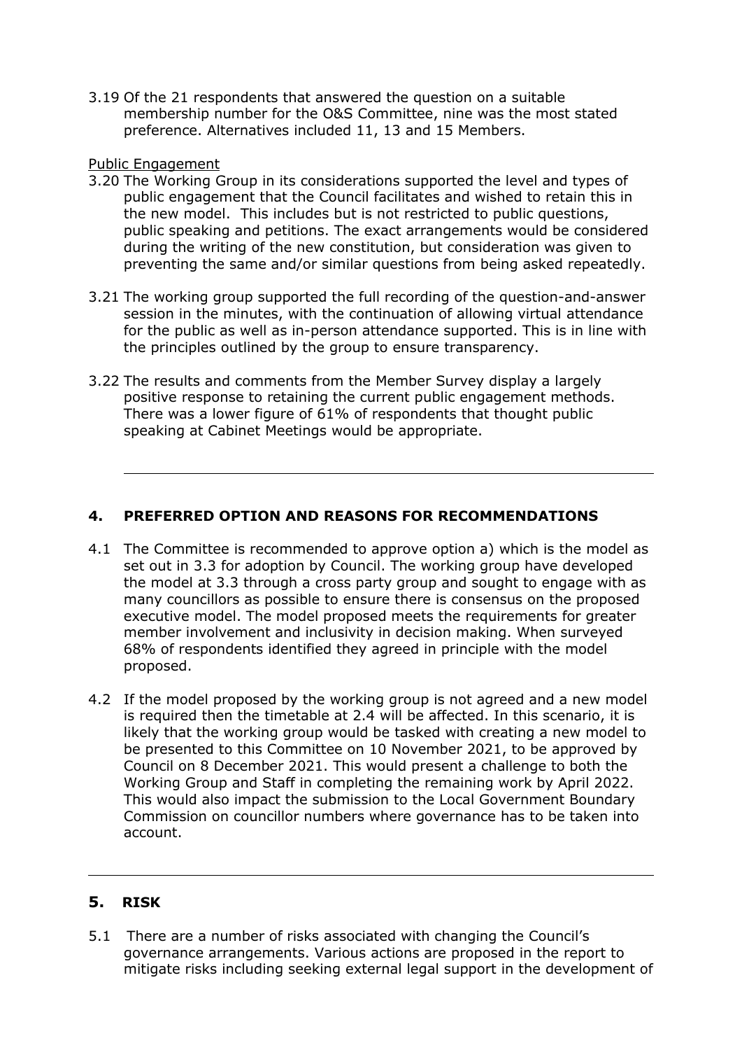3.19 Of the 21 respondents that answered the question on a suitable membership number for the O&S Committee, nine was the most stated preference. Alternatives included 11, 13 and 15 Members.

Public Engagement

3.20 The Working Group in its considerations supported the level and types of public engagement that the Council facilitates and wished to retain this in the new model. This includes but is not restricted to public questions, public speaking and petitions. The exact arrangements would be considered during the writing of the new constitution, but consideration was given to preventing the same and/or similar questions from being asked repeatedly.

3.21 The working group supported the full recording of the question-and-answer session in the minutes, with the continuation of allowing virtual attendance for the public as well as in-person attendance supported. This is in line with the principles outlined by the group to ensure transparency.

3.22 The results and comments from the Member Survey display a largely positive response to retaining the current public engagement methods. There was a lower figure of 61% of respondents that thought public speaking at Cabinet Meetings would be appropriate.

---

## 4. PREFERRED OPTION AND REASONS FOR RECOMMENDATIONS

4.1 The Committee is recommended to approve option a) which is the model as set out in 3.3 for adoption by Council. The working group have developed the model at 3.3 through a cross party group and sought to engage with as many councillors as possible to ensure there is consensus on the proposed executive model. The model proposed meets the requirements for greater member involvement and inclusivity in decision making. When surveyed 68% of respondents identified they agreed in principle with the model proposed.

4.2 If the model proposed by the working group is not agreed and a new model is required then the timetable at 2.4 will be affected. In this scenario, it is likely that the working group would be tasked with creating a new model to be presented to this Committee on 10 November 2021, to be approved by Council on 8 December 2021. This would present a challenge to both the Working Group and Staff in completing the remaining work by April 2022. This would also impact the submission to the Local Government Boundary Commission on councillor numbers where governance has to be taken into account.

---

## 5. RISK

5.1 There are a number of risks associated with changing the Council's governance arrangements. Various actions are proposed in the report to mitigate risks including seeking external legal support in the development of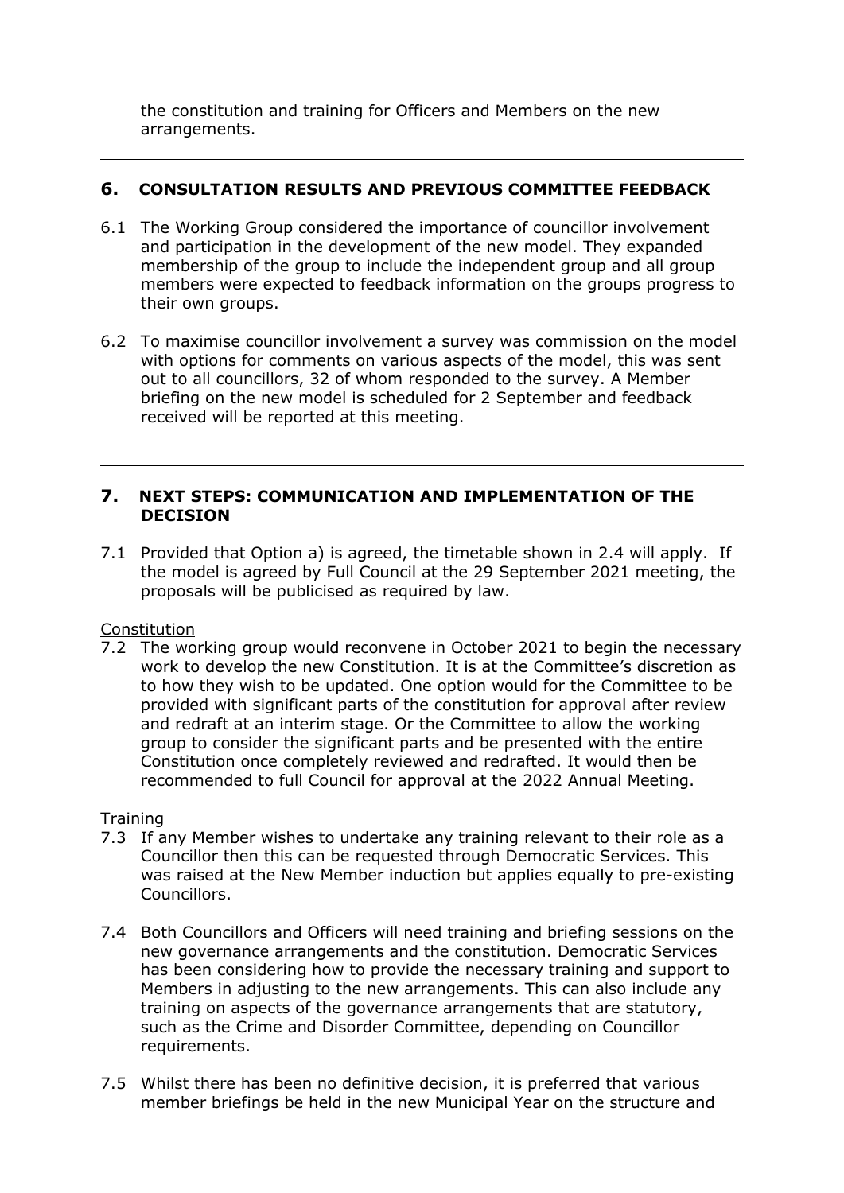the constitution and training for Officers and Members on the new arrangements.

---

## 6. CONSULTATION RESULTS AND PREVIOUS COMMITTEE FEEDBACK

6.1 The Working Group considered the importance of councillor involvement and participation in the development of the new model. They expanded membership of the group to include the independent group and all group members were expected to feedback information on the groups progress to their own groups.

6.2 To maximise councillor involvement a survey was commission on the model with options for comments on various aspects of the model, this was sent out to all councillors, 32 of whom responded to the survey. A Member briefing on the new model is scheduled for 2 September and feedback received will be reported at this meeting.

---

## 7. NEXT STEPS: COMMUNICATION AND IMPLEMENTATION OF THE DECISION

7.1 Provided that Option a) is agreed, the timetable shown in 2.4 will apply. If the model is agreed by Full Council at the 29 September 2021 meeting, the proposals will be publicised as required by law.

<u>Constitution</u>

7.2 The working group would reconvene in October 2021 to begin the necessary work to develop the new Constitution. It is at the Committee's discretion as to how they wish to be updated. One option would for the Committee to be provided with significant parts of the constitution for approval after review and redraft at an interim stage. Or the Committee to allow the working group to consider the significant parts and be presented with the entire Constitution once completely reviewed and redrafted. It would then be recommended to full Council for approval at the 2022 Annual Meeting.

<u>Training</u>

7.3 If any Member wishes to undertake any training relevant to their role as a Councillor then this can be requested through Democratic Services. This was raised at the New Member induction but applies equally to pre-existing Councillors.

7.4 Both Councillors and Officers will need training and briefing sessions on the new governance arrangements and the constitution. Democratic Services has been considering how to provide the necessary training and support to Members in adjusting to the new arrangements. This can also include any training on aspects of the governance arrangements that are statutory, such as the Crime and Disorder Committee, depending on Councillor requirements.

7.5 Whilst there has been no definitive decision, it is preferred that various member briefings be held in the new Municipal Year on the structure and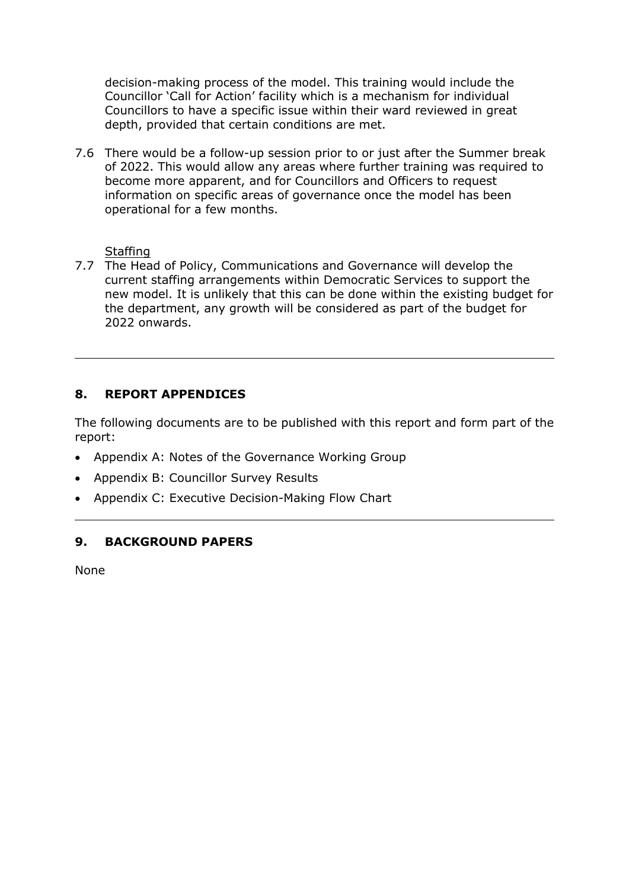decision-making process of the model. This training would include the Councillor 'Call for Action' facility which is a mechanism for individual Councillors to have a specific issue within their ward reviewed in great depth, provided that certain conditions are met.

7.6 There would be a follow-up session prior to or just after the Summer break of 2022. This would allow any areas where further training was required to become more apparent, and for Councillors and Officers to request information on specific areas of governance once the model has been operational for a few months.

Staffing

7.7 The Head of Policy, Communications and Governance will develop the current staffing arrangements within Democratic Services to support the new model. It is unlikely that this can be done within the existing budget for the department, any growth will be considered as part of the budget for 2022 onwards.

---

## 8. REPORT APPENDICES

The following documents are to be published with this report and form part of the report:

- Appendix A: Notes of the Governance Working Group
- Appendix B: Councillor Survey Results
- Appendix C: Executive Decision-Making Flow Chart

---

## 9. BACKGROUND PAPERS

None